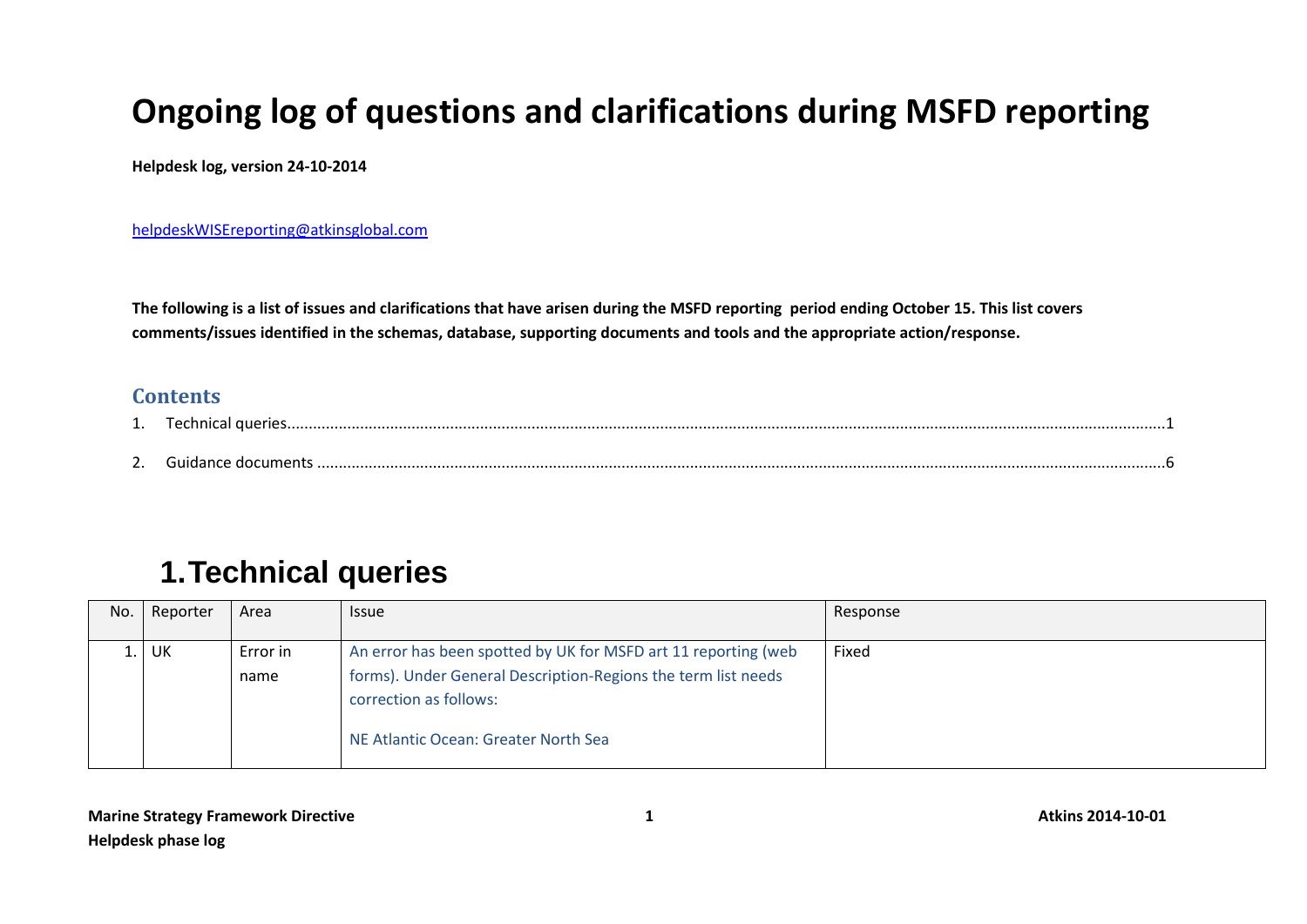# Ongoing log of questions and clarifications during MSFD reporting

**Helpdesk log, version 24-10-2014**

helpdeskWISEreporting@atkinsglobal.com

**The following is a list of issues and clarifications that have arisen during the MSFD reporting period ending October 15. This list covers comments/issues identified in the schemas, database, supporting documents and tools and the appropriate action/response.**

## Contents

1. Technical queries ....... 1
2. Guidance documents ....... 6

## 1. Technical queries

| No. | Reporter | Area | Issue | Response |
|---|---|---|---|---|
| 1. | UK | Error in name | An error has been spotted by UK for MSFD art 11 reporting (web forms). Under General Description-Regions the term list needs correction as follows:<br><br>NE Atlantic Ocean: Greater North Sea | Fixed |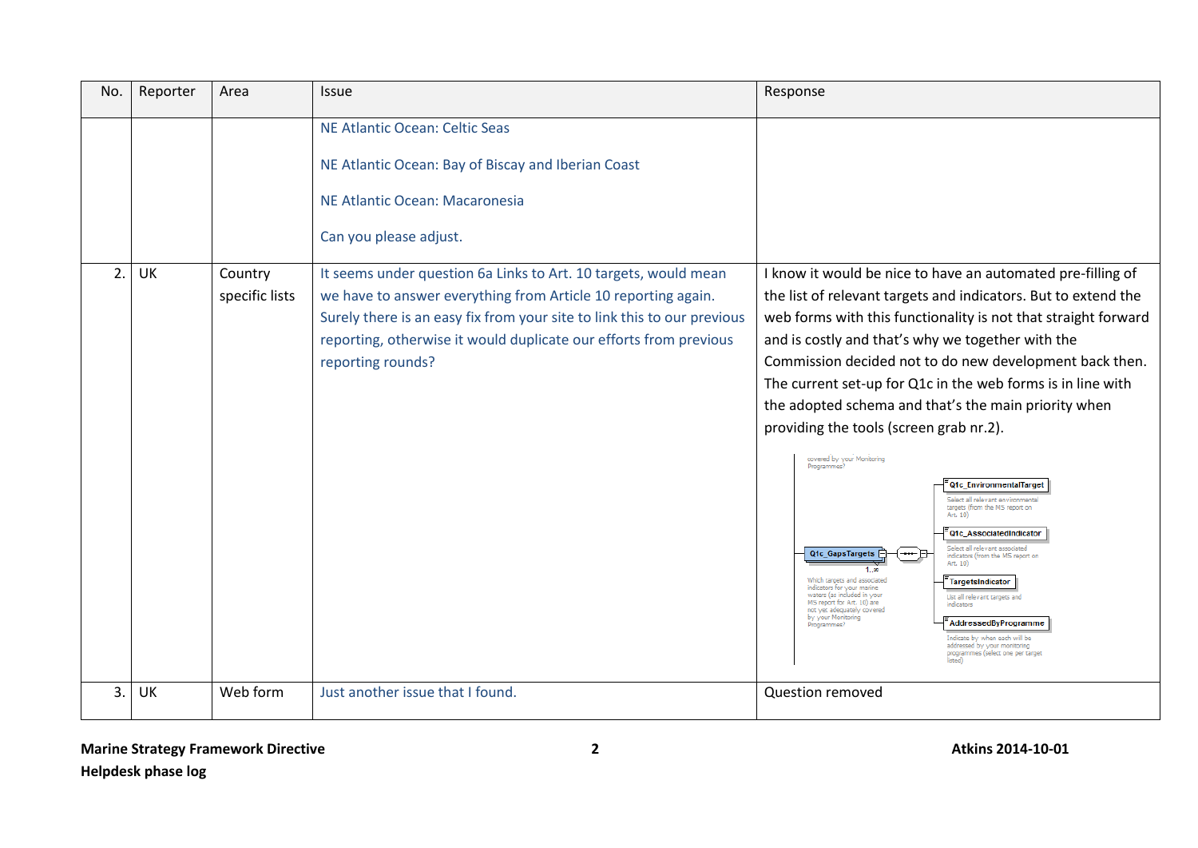| No. | Reporter | Area | Issue | Response |
|---|---|---|---|---|
| | | | NE Atlantic Ocean: Celtic Seas<br><br>NE Atlantic Ocean: Bay of Biscay and Iberian Coast<br><br>NE Atlantic Ocean: Macaronesia<br><br>Can you please adjust. | |
| 2. | UK | Country specific lists | It seems under question 6a Links to Art. 10 targets, would mean we have to answer everything from Article 10 reporting again. Surely there is an easy fix from your site to link this to our previous reporting, otherwise it would duplicate our efforts from previous reporting rounds? | I know it would be nice to have an automated pre-filling of the list of relevant targets and indicators. But to extend the web forms with this functionality is not that straight forward and is costly and that's why we together with the Commission decided not to do new development back then. The current set-up for Q1c in the web forms is in line with the adopted schema and that's the main priority when providing the tools (screen grab nr.2). |
| 3. | UK | Web form | Just another issue that I found. | Question removed |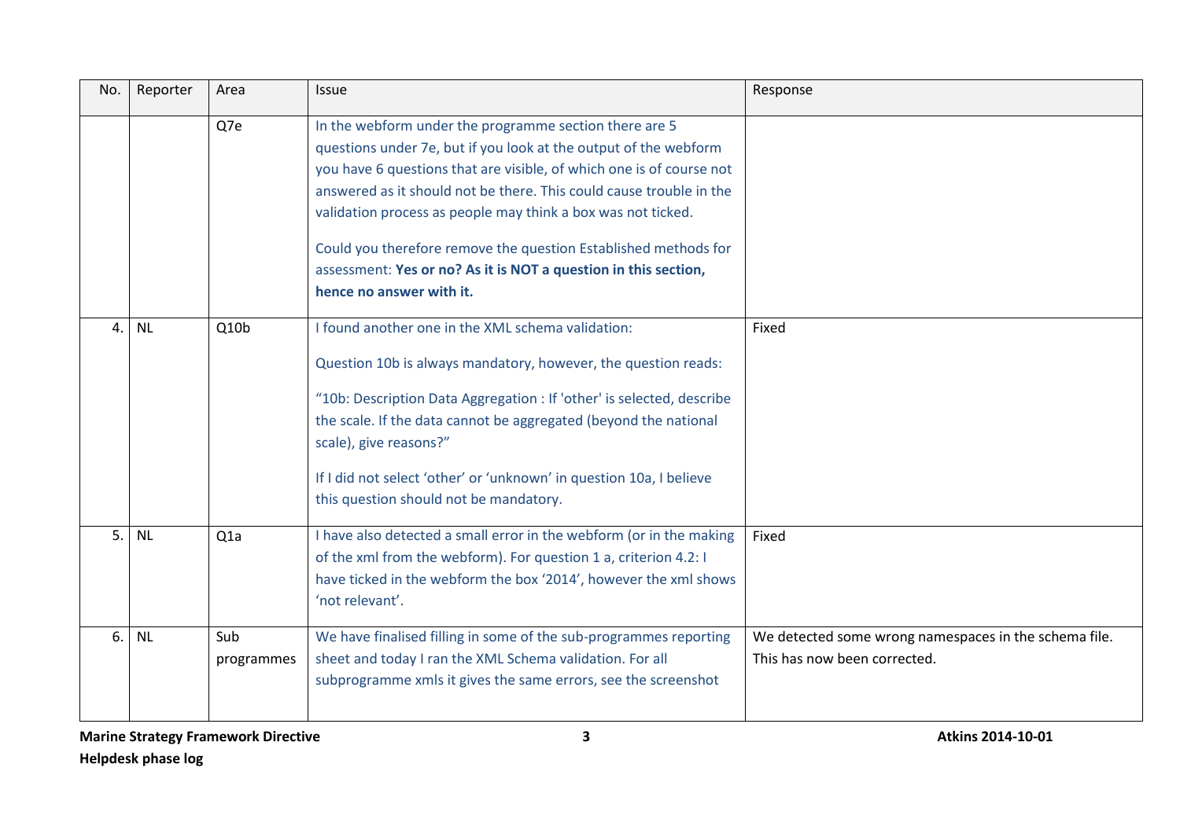| No. | Reporter | Area | Issue | Response |
|---|---|---|---|---|
| | | Q7e | In the webform under the programme section there are 5 questions under 7e, but if you look at the output of the webform you have 6 questions that are visible, of which one is of course not answered as it should not be there. This could cause trouble in the validation process as people may think a box was not ticked.<br><br>Could you therefore remove the question Established methods for assessment: **Yes or no? As it is NOT a question in this section, hence no answer with it.** | |
| 4. | NL | Q10b | I found another one in the XML schema validation:<br><br>Question 10b is always mandatory, however, the question reads:<br><br>"10b: Description Data Aggregation : If 'other' is selected, describe the scale. If the data cannot be aggregated (beyond the national scale), give reasons?"<br><br>If I did not select 'other' or 'unknown' in question 10a, I believe this question should not be mandatory. | Fixed |
| 5. | NL | Q1a | I have also detected a small error in the webform (or in the making of the xml from the webform). For question 1 a, criterion 4.2: I have ticked in the webform the box '2014', however the xml shows 'not relevant'. | Fixed |
| 6. | NL | Sub programmes | We have finalised filling in some of the sub-programmes reporting sheet and today I ran the XML Schema validation. For all subprogramme xmls it gives the same errors, see the screenshot | We detected some wrong namespaces in the schema file. This has now been corrected. |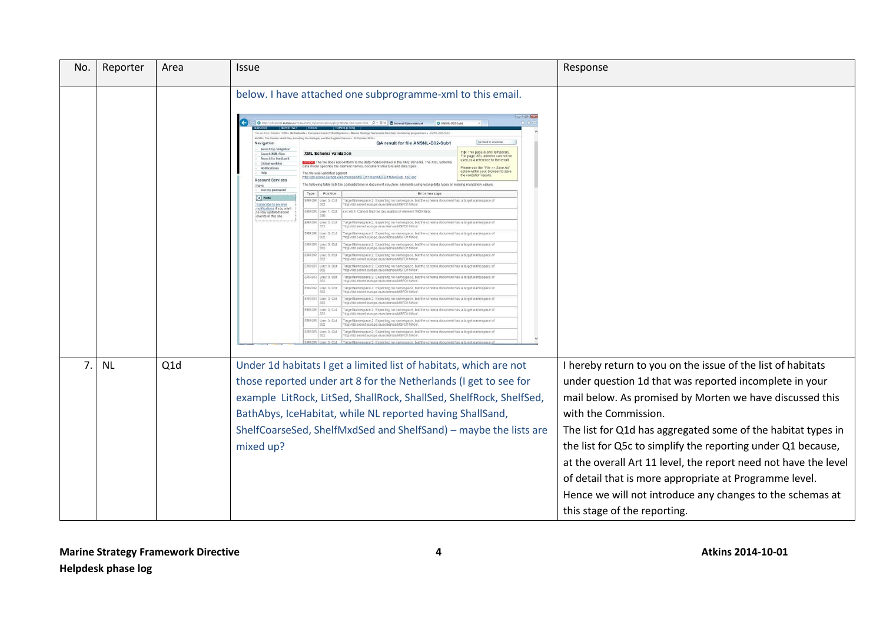| No. | Reporter | Area | Issue | Response |
|---|---|---|---|---|
| | | | below. I have attached one subprogramme-xml to this email. | |
| 7. | NL | Q1d | Under 1d habitats I get a limited list of habitats, which are not those reported under art 8 for the Netherlands (I get to see for example LitRock, LitSed, ShallRock, ShallSed, ShelfRock, ShelfSed, BathAbys, IceHabitat, while NL reported having ShallSand, ShelfCoarseSed, ShelfMxdSed and ShelfSand) – maybe the lists are mixed up? | I hereby return to you on the issue of the list of habitats under question 1d that was reported incomplete in your mail below. As promised by Morten we have discussed this with the Commission. The list for Q1d has aggregated some of the habitat types in the list for Q5c to simplify the reporting under Q1 because, at the overall Art 11 level, the report need not have the level of detail that is more appropriate at Programme level. Hence we will not introduce any changes to the schemas at this stage of the reporting. |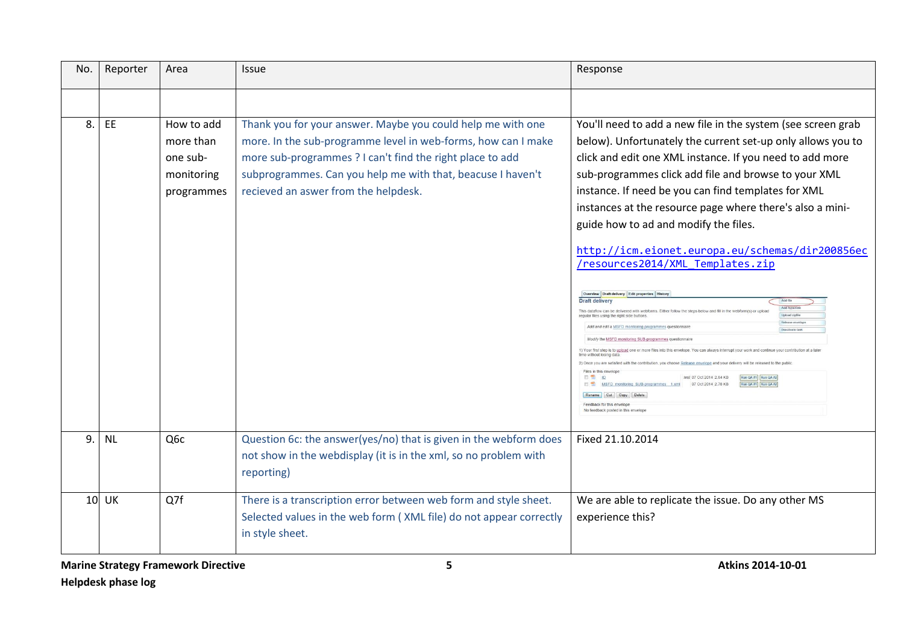| No. | Reporter | Area | Issue | Response |
|---|---|---|---|---|
| | | | | |
| 8. | EE | How to add more than one sub-monitoring programmes | Thank you for your answer. Maybe you could help me with one more. In the sub-programme level in web-forms, how can I make more sub-programmes ? I can't find the right place to add subprogrammes. Can you help me with that, beacuse I haven't recieved an aswer from the helpdesk. | You'll need to add a new file in the system (see screen grab below). Unfortunately the current set-up only allows you to click and edit one XML instance. If you need to add more sub-programmes click add file and browse to your XML instance. If need be you can find templates for XML instances at the resource page where there's also a mini-guide how to ad and modify the files. http://icm.eionet.europa.eu/schemas/dir200856ec/resources2014/XML_Templates.zip |
| 9. | NL | Q6c | Question 6c: the answer(yes/no) that is given in the webform does not show in the webdisplay (it is in the xml, so no problem with reporting) | Fixed 21.10.2014 |
| 10 | UK | Q7f | There is a transcription error between web form and style sheet. Selected values in the web form ( XML file) do not appear correctly in style sheet. | We are able to replicate the issue. Do any other MS experience this? |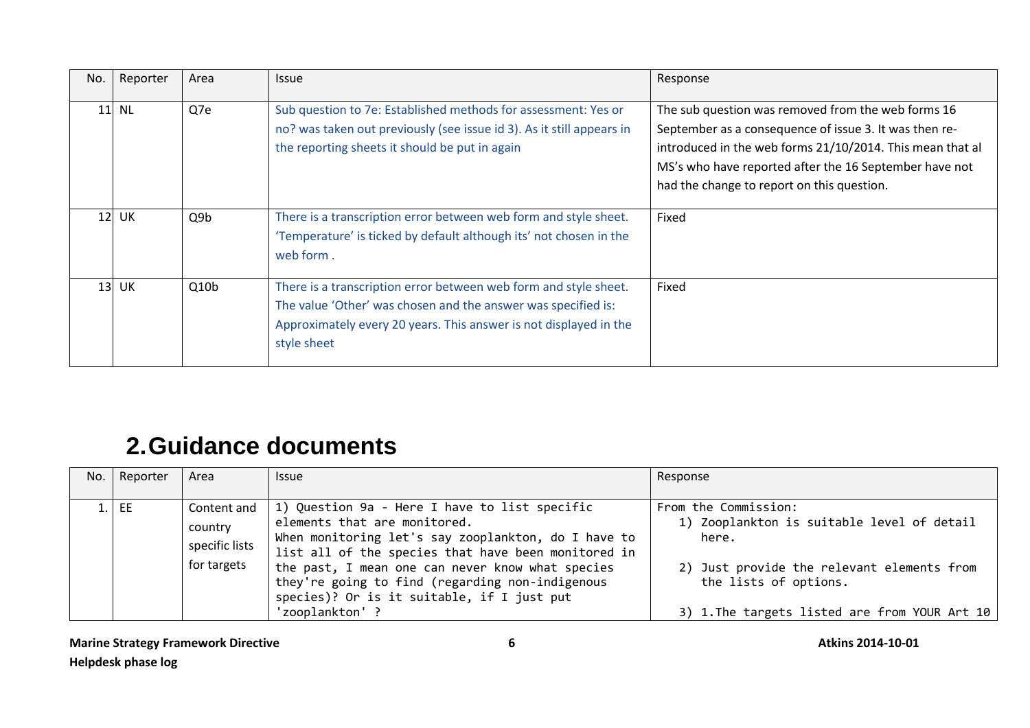| No. | Reporter | Area | Issue | Response |
|---|---|---|---|---|
| 11 | NL | Q7e | Sub question to 7e: Established methods for assessment: Yes or no? was taken out previously (see issue id 3). As it still appears in the reporting sheets it should be put in again | The sub question was removed from the web forms 16 September as a consequence of issue 3. It was then re-introduced in the web forms 21/10/2014. This mean that al MS's who have reported after the 16 September have not had the change to report on this question. |
| 12 | UK | Q9b | There is a transcription error between web form and style sheet. 'Temperature' is ticked by default although its' not chosen in the web form . | Fixed |
| 13 | UK | Q10b | There is a transcription error between web form and style sheet. The value 'Other' was chosen and the answer was specified is: Approximately every 20 years. This answer is not displayed in the style sheet | Fixed |

# 2. Guidance documents

| No. | Reporter | Area | Issue | Response |
|---|---|---|---|---|
| 1. | EE | Content and country specific lists for targets | 1) Question 9a - Here I have to list specific elements that are monitored. When monitoring let's say zooplankton, do I have to list all of the species that have been monitored in the past, I mean one can never know what species they're going to find (regarding non-indigenous species)? Or is it suitable, if I just put 'zooplankton' ? | From the Commission: 1) Zooplankton is suitable level of detail here. 2) Just provide the relevant elements from the lists of options. 3) 1.The targets listed are from YOUR Art 10 |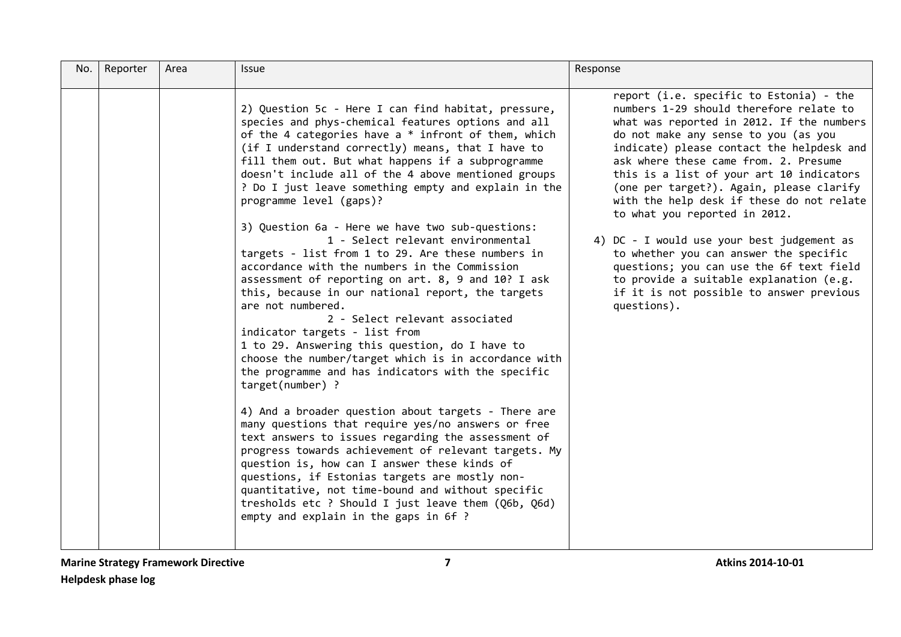| No. | Reporter | Area | Issue | Response |
|---|---|---|---|---|
| | | | 2) Question 5c - Here I can find habitat, pressure, species and phys-chemical features options and all of the 4 categories have a * infront of them, which (if I understand correctly) means, that I have to fill them out. But what happens if a subprogramme doesn't include all of the 4 above mentioned groups ? Do I just leave something empty and explain in the programme level (gaps)?<br><br>3) Question 6a - Here we have two sub-questions:<br>1 - Select relevant environmental targets - list from 1 to 29. Are these numbers in accordance with the numbers in the Commission assessment of reporting on art. 8, 9 and 10? I ask this, because in our national report, the targets are not numbered.<br>2 - Select relevant associated indicator targets - list from 1 to 29. Answering this question, do I have to choose the number/target which is in accordance with the programme and has indicators with the specific target(number) ?<br><br>4) And a broader question about targets - There are many questions that require yes/no answers or free text answers to issues regarding the assessment of progress towards achievement of relevant targets. My question is, how can I answer these kinds of questions, if Estonias targets are mostly non-quantitative, not time-bound and without specific tresholds etc ? Should I just leave them (Q6b, Q6d) empty and explain in the gaps in 6f ? | report (i.e. specific to Estonia) - the numbers 1-29 should therefore relate to what was reported in 2012. If the numbers do not make any sense to you (as you indicate) please contact the helpdesk and ask where these came from. 2. Presume this is a list of your art 10 indicators (one per target?). Again, please clarify with the help desk if these do not relate to what you reported in 2012.<br><br>4) DC - I would use your best judgement as to whether you can answer the specific questions; you can use the 6f text field to provide a suitable explanation (e.g. if it is not possible to answer previous questions). |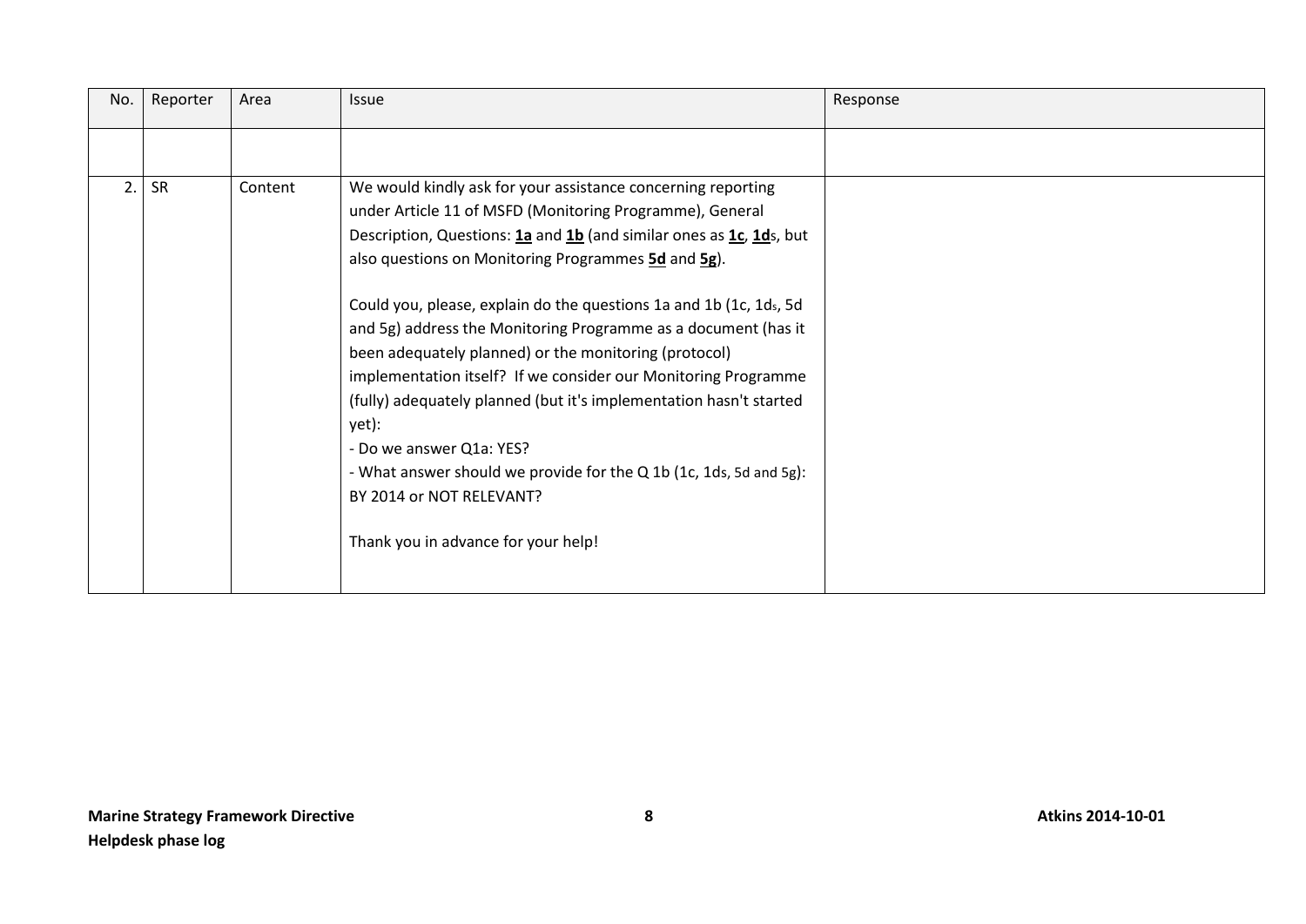| No. | Reporter | Area | Issue | Response |
|---|---|---|---|---|
| | | | | |
| 2. | SR | Content | We would kindly ask for your assistance concerning reporting under Article 11 of MSFD (Monitoring Programme), General Description, Questions: **1a** and **1b** (and similar ones as **1c**, **1d**s, but also questions on Monitoring Programmes **5d** and **5g**).<br><br>Could you, please, explain do the questions 1a and 1b (1c, 1ds, 5d and 5g) address the Monitoring Programme as a document (has it been adequately planned) or the monitoring (protocol) implementation itself? If we consider our Monitoring Programme (fully) adequately planned (but it's implementation hasn't started yet):<br>- Do we answer Q1a: YES?<br>- What answer should we provide for the Q 1b (1c, 1ds, 5d and 5g): BY 2014 or NOT RELEVANT?<br><br>Thank you in advance for your help! | |